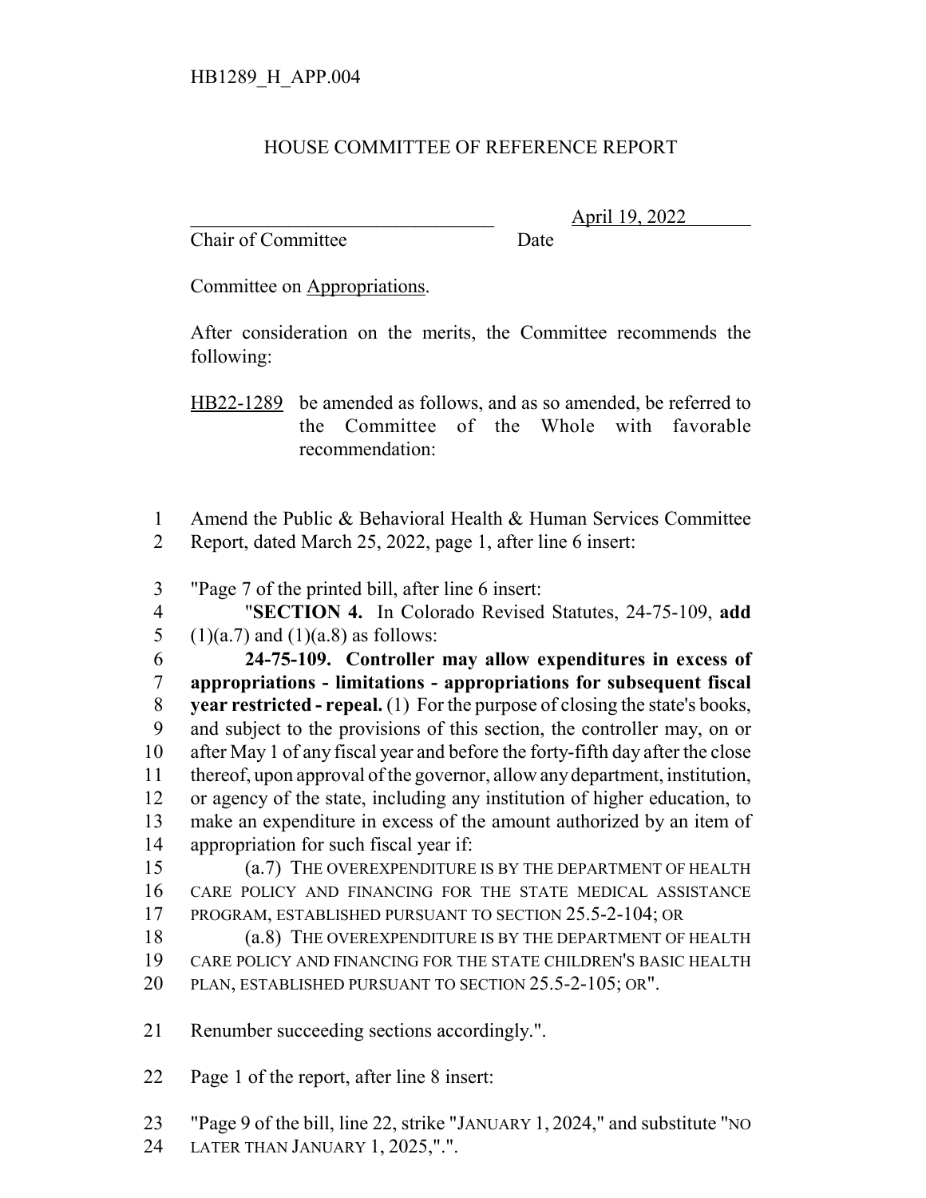HB1289_H_APP.004

# HOUSE COMMITTEE OF REFERENCE REPORT

_______________________________ April 19, 2022

Chair of Committee Date

Committee on Appropriations.

After consideration on the merits, the Committee recommends the following:

HB22-1289 be amended as follows, and as so amended, be referred to the Committee of the Whole with favorable recommendation:

1 Amend the Public & Behavioral Health & Human Services Committee
2 Report, dated March 25, 2022, page 1, after line 6 insert:

3 "Page 7 of the printed bill, after line 6 insert:
4 "**SECTION 4.** In Colorado Revised Statutes, 24-75-109, **add**
5 (1)(a.7) and (1)(a.8) as follows:
6 **24-75-109. Controller may allow expenditures in excess of**
7 **appropriations - limitations - appropriations for subsequent fiscal**
8 **year restricted - repeal.** (1) For the purpose of closing the state's books,
9 and subject to the provisions of this section, the controller may, on or
10 after May 1 of any fiscal year and before the forty-fifth day after the close
11 thereof, upon approval of the governor, allow any department, institution,
12 or agency of the state, including any institution of higher education, to
13 make an expenditure in excess of the amount authorized by an item of
14 appropriation for such fiscal year if:
15 (a.7) THE OVEREXPENDITURE IS BY THE DEPARTMENT OF HEALTH
16 CARE POLICY AND FINANCING FOR THE STATE MEDICAL ASSISTANCE
17 PROGRAM, ESTABLISHED PURSUANT TO SECTION 25.5-2-104; OR
18 (a.8) THE OVEREXPENDITURE IS BY THE DEPARTMENT OF HEALTH
19 CARE POLICY AND FINANCING FOR THE STATE CHILDREN'S BASIC HEALTH
20 PLAN, ESTABLISHED PURSUANT TO SECTION 25.5-2-105; OR".

21 Renumber succeeding sections accordingly.".

22 Page 1 of the report, after line 8 insert:

23 "Page 9 of the bill, line 22, strike "JANUARY 1, 2024," and substitute "NO
24 LATER THAN JANUARY 1, 2025,".".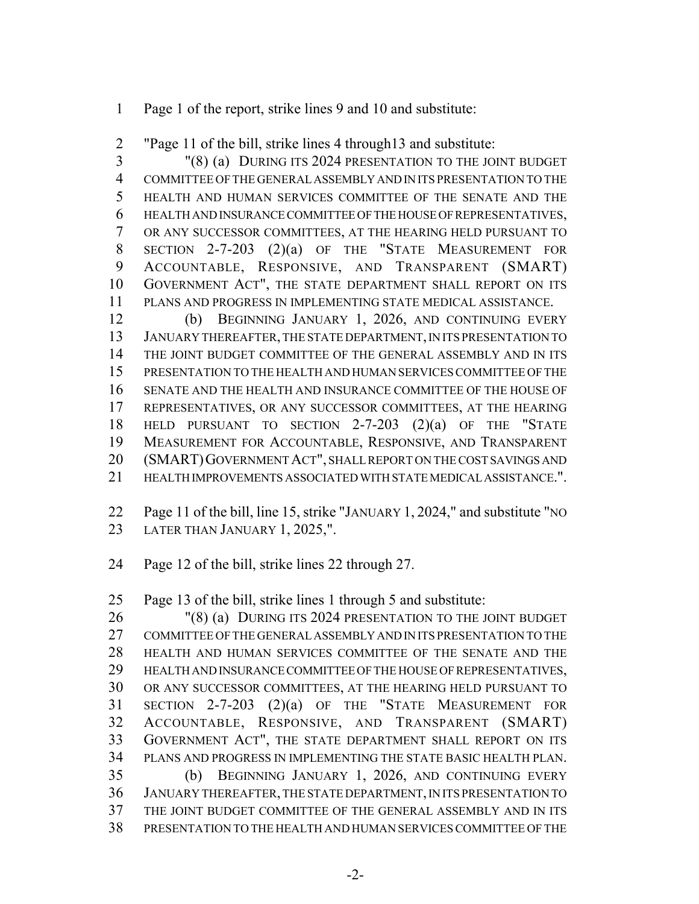Page 1 of the report, strike lines 9 and 10 and substitute:

"Page 11 of the bill, strike lines 4 through13 and substitute:

"(8) (a) DURING ITS 2024 PRESENTATION TO THE JOINT BUDGET COMMITTEE OF THE GENERAL ASSEMBLY AND IN ITS PRESENTATION TO THE HEALTH AND HUMAN SERVICES COMMITTEE OF THE SENATE AND THE HEALTH AND INSURANCE COMMITTEE OF THE HOUSE OF REPRESENTATIVES, OR ANY SUCCESSOR COMMITTEES, AT THE HEARING HELD PURSUANT TO SECTION 2-7-203 (2)(a) OF THE "STATE MEASUREMENT FOR ACCOUNTABLE, RESPONSIVE, AND TRANSPARENT (SMART) GOVERNMENT ACT", THE STATE DEPARTMENT SHALL REPORT ON ITS PLANS AND PROGRESS IN IMPLEMENTING STATE MEDICAL ASSISTANCE.

(b) BEGINNING JANUARY 1, 2026, AND CONTINUING EVERY JANUARY THEREAFTER, THE STATE DEPARTMENT, IN ITS PRESENTATION TO THE JOINT BUDGET COMMITTEE OF THE GENERAL ASSEMBLY AND IN ITS PRESENTATION TO THE HEALTH AND HUMAN SERVICES COMMITTEE OF THE SENATE AND THE HEALTH AND INSURANCE COMMITTEE OF THE HOUSE OF REPRESENTATIVES, OR ANY SUCCESSOR COMMITTEES, AT THE HEARING HELD PURSUANT TO SECTION 2-7-203 (2)(a) OF THE "STATE MEASUREMENT FOR ACCOUNTABLE, RESPONSIVE, AND TRANSPARENT (SMART) GOVERNMENT ACT", SHALL REPORT ON THE COST SAVINGS AND HEALTH IMPROVEMENTS ASSOCIATED WITH STATE MEDICAL ASSISTANCE.".

Page 11 of the bill, line 15, strike "JANUARY 1, 2024," and substitute "NO LATER THAN JANUARY 1, 2025,".

Page 12 of the bill, strike lines 22 through 27.

Page 13 of the bill, strike lines 1 through 5 and substitute:

"(8) (a) DURING ITS 2024 PRESENTATION TO THE JOINT BUDGET COMMITTEE OF THE GENERAL ASSEMBLY AND IN ITS PRESENTATION TO THE HEALTH AND HUMAN SERVICES COMMITTEE OF THE SENATE AND THE HEALTH AND INSURANCE COMMITTEE OF THE HOUSE OF REPRESENTATIVES, OR ANY SUCCESSOR COMMITTEES, AT THE HEARING HELD PURSUANT TO SECTION 2-7-203 (2)(a) OF THE "STATE MEASUREMENT FOR ACCOUNTABLE, RESPONSIVE, AND TRANSPARENT (SMART) GOVERNMENT ACT", THE STATE DEPARTMENT SHALL REPORT ON ITS PLANS AND PROGRESS IN IMPLEMENTING THE STATE BASIC HEALTH PLAN.

(b) BEGINNING JANUARY 1, 2026, AND CONTINUING EVERY JANUARY THEREAFTER, THE STATE DEPARTMENT, IN ITS PRESENTATION TO THE JOINT BUDGET COMMITTEE OF THE GENERAL ASSEMBLY AND IN ITS PRESENTATION TO THE HEALTH AND HUMAN SERVICES COMMITTEE OF THE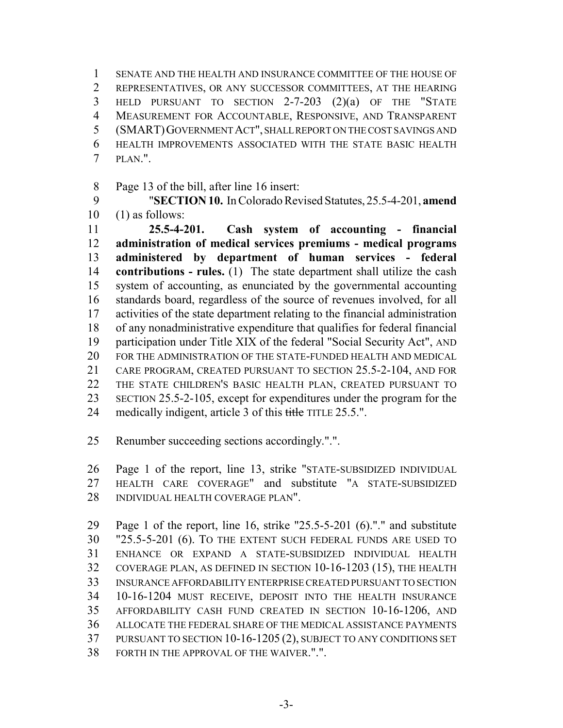SENATE AND THE HEALTH AND INSURANCE COMMITTEE OF THE HOUSE OF REPRESENTATIVES, OR ANY SUCCESSOR COMMITTEES, AT THE HEARING HELD PURSUANT TO SECTION 2-7-203 (2)(a) OF THE "STATE MEASUREMENT FOR ACCOUNTABLE, RESPONSIVE, AND TRANSPARENT (SMART) GOVERNMENT ACT", SHALL REPORT ON THE COST SAVINGS AND HEALTH IMPROVEMENTS ASSOCIATED WITH THE STATE BASIC HEALTH PLAN.".

Page 13 of the bill, after line 16 insert:

"**SECTION 10.** In Colorado Revised Statutes, 25.5-4-201, **amend** (1) as follows:

**25.5-4-201. Cash system of accounting - financial administration of medical services premiums - medical programs administered by department of human services - federal contributions - rules.** (1) The state department shall utilize the cash system of accounting, as enunciated by the governmental accounting standards board, regardless of the source of revenues involved, for all activities of the state department relating to the financial administration of any nonadministrative expenditure that qualifies for federal financial participation under Title XIX of the federal "Social Security Act", AND FOR THE ADMINISTRATION OF THE STATE-FUNDED HEALTH AND MEDICAL CARE PROGRAM, CREATED PURSUANT TO SECTION 25.5-2-104, AND FOR THE STATE CHILDREN'S BASIC HEALTH PLAN, CREATED PURSUANT TO SECTION 25.5-2-105, except for expenditures under the program for the medically indigent, article 3 of this ~~title~~ TITLE 25.5.".

Renumber succeeding sections accordingly.".".

Page 1 of the report, line 13, strike "STATE-SUBSIDIZED INDIVIDUAL HEALTH CARE COVERAGE" and substitute "A STATE-SUBSIDIZED INDIVIDUAL HEALTH COVERAGE PLAN".

Page 1 of the report, line 16, strike "25.5-5-201 (6)."." and substitute "25.5-5-201 (6). TO THE EXTENT SUCH FEDERAL FUNDS ARE USED TO ENHANCE OR EXPAND A STATE-SUBSIDIZED INDIVIDUAL HEALTH COVERAGE PLAN, AS DEFINED IN SECTION 10-16-1203 (15), THE HEALTH INSURANCE AFFORDABILITY ENTERPRISE CREATED PURSUANT TO SECTION 10-16-1204 MUST RECEIVE, DEPOSIT INTO THE HEALTH INSURANCE AFFORDABILITY CASH FUND CREATED IN SECTION 10-16-1206, AND ALLOCATE THE FEDERAL SHARE OF THE MEDICAL ASSISTANCE PAYMENTS PURSUANT TO SECTION 10-16-1205 (2), SUBJECT TO ANY CONDITIONS SET FORTH IN THE APPROVAL OF THE WAIVER.".".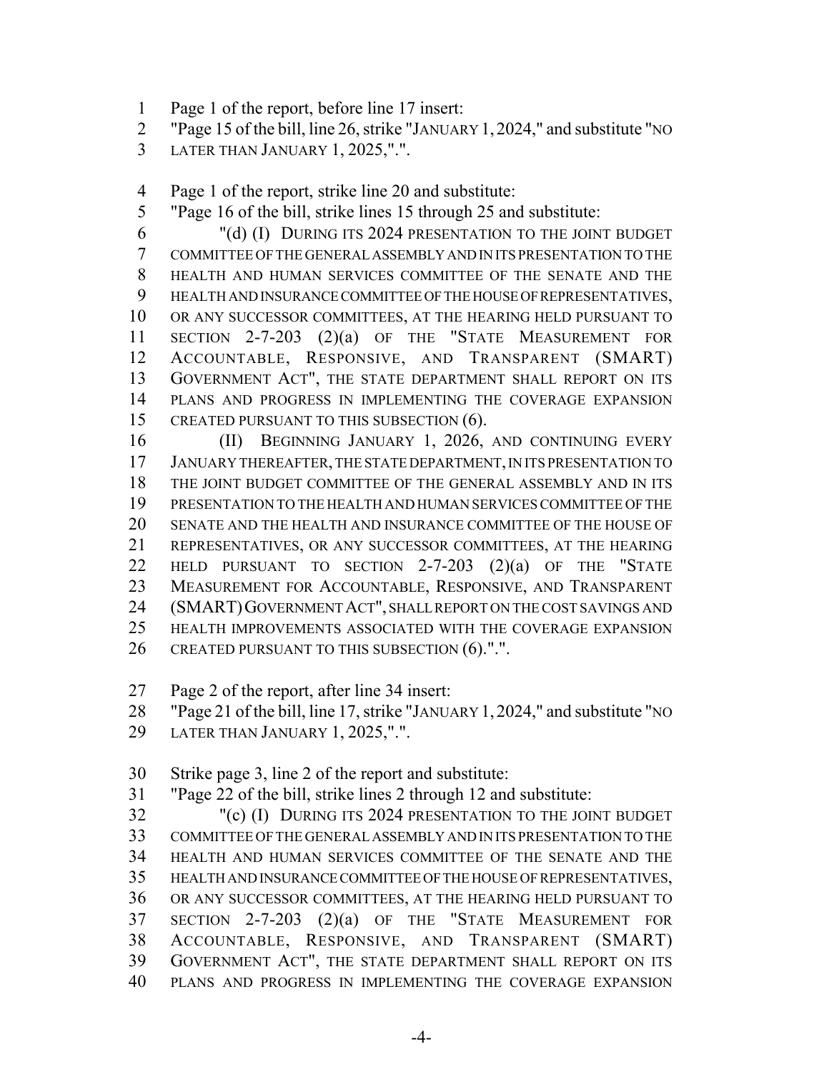Page 1 of the report, before line 17 insert:
"Page 15 of the bill, line 26, strike "JANUARY 1, 2024," and substitute "NO LATER THAN JANUARY 1, 2025,".".

Page 1 of the report, strike line 20 and substitute:
"Page 16 of the bill, strike lines 15 through 25 and substitute:

"(d) (I) DURING ITS 2024 PRESENTATION TO THE JOINT BUDGET COMMITTEE OF THE GENERAL ASSEMBLY AND IN ITS PRESENTATION TO THE HEALTH AND HUMAN SERVICES COMMITTEE OF THE SENATE AND THE HEALTH AND INSURANCE COMMITTEE OF THE HOUSE OF REPRESENTATIVES, OR ANY SUCCESSOR COMMITTEES, AT THE HEARING HELD PURSUANT TO SECTION 2-7-203 (2)(a) OF THE "STATE MEASUREMENT FOR ACCOUNTABLE, RESPONSIVE, AND TRANSPARENT (SMART) GOVERNMENT ACT", THE STATE DEPARTMENT SHALL REPORT ON ITS PLANS AND PROGRESS IN IMPLEMENTING THE COVERAGE EXPANSION CREATED PURSUANT TO THIS SUBSECTION (6).

(II) BEGINNING JANUARY 1, 2026, AND CONTINUING EVERY JANUARY THEREAFTER, THE STATE DEPARTMENT, IN ITS PRESENTATION TO THE JOINT BUDGET COMMITTEE OF THE GENERAL ASSEMBLY AND IN ITS PRESENTATION TO THE HEALTH AND HUMAN SERVICES COMMITTEE OF THE SENATE AND THE HEALTH AND INSURANCE COMMITTEE OF THE HOUSE OF REPRESENTATIVES, OR ANY SUCCESSOR COMMITTEES, AT THE HEARING HELD PURSUANT TO SECTION 2-7-203 (2)(a) OF THE "STATE MEASUREMENT FOR ACCOUNTABLE, RESPONSIVE, AND TRANSPARENT (SMART) GOVERNMENT ACT", SHALL REPORT ON THE COST SAVINGS AND HEALTH IMPROVEMENTS ASSOCIATED WITH THE COVERAGE EXPANSION CREATED PURSUANT TO THIS SUBSECTION (6).".".

Page 2 of the report, after line 34 insert:
"Page 21 of the bill, line 17, strike "JANUARY 1, 2024," and substitute "NO LATER THAN JANUARY 1, 2025,".".

Strike page 3, line 2 of the report and substitute:
"Page 22 of the bill, strike lines 2 through 12 and substitute:

"(c) (I) DURING ITS 2024 PRESENTATION TO THE JOINT BUDGET COMMITTEE OF THE GENERAL ASSEMBLY AND IN ITS PRESENTATION TO THE HEALTH AND HUMAN SERVICES COMMITTEE OF THE SENATE AND THE HEALTH AND INSURANCE COMMITTEE OF THE HOUSE OF REPRESENTATIVES, OR ANY SUCCESSOR COMMITTEES, AT THE HEARING HELD PURSUANT TO SECTION 2-7-203 (2)(a) OF THE "STATE MEASUREMENT FOR ACCOUNTABLE, RESPONSIVE, AND TRANSPARENT (SMART) GOVERNMENT ACT", THE STATE DEPARTMENT SHALL REPORT ON ITS PLANS AND PROGRESS IN IMPLEMENTING THE COVERAGE EXPANSION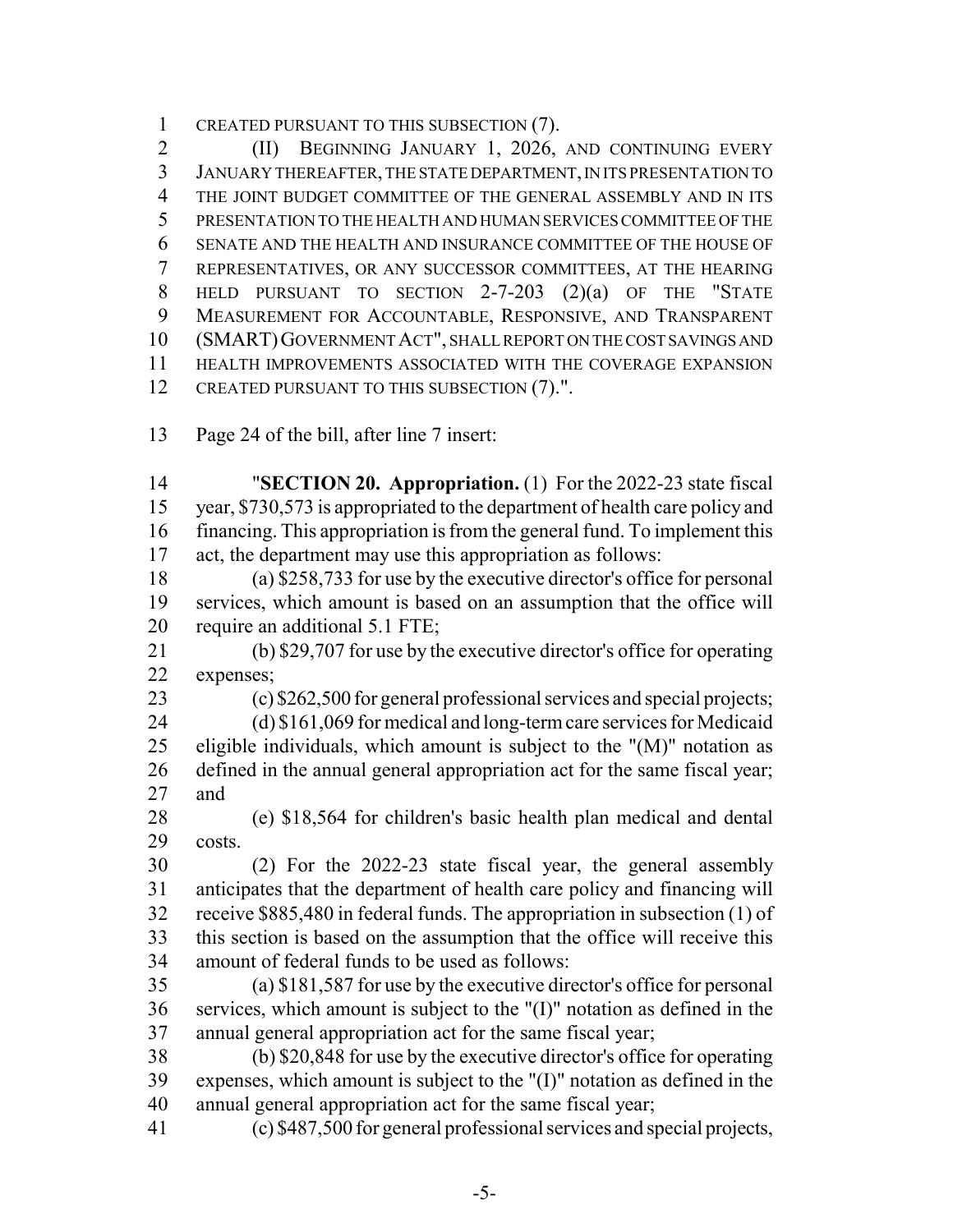CREATED PURSUANT TO THIS SUBSECTION (7).

(II) BEGINNING JANUARY 1, 2026, AND CONTINUING EVERY JANUARY THEREAFTER, THE STATE DEPARTMENT, IN ITS PRESENTATION TO THE JOINT BUDGET COMMITTEE OF THE GENERAL ASSEMBLY AND IN ITS PRESENTATION TO THE HEALTH AND HUMAN SERVICES COMMITTEE OF THE SENATE AND THE HEALTH AND INSURANCE COMMITTEE OF THE HOUSE OF REPRESENTATIVES, OR ANY SUCCESSOR COMMITTEES, AT THE HEARING HELD PURSUANT TO SECTION 2-7-203 (2)(a) OF THE "STATE MEASUREMENT FOR ACCOUNTABLE, RESPONSIVE, AND TRANSPARENT (SMART) GOVERNMENT ACT", SHALL REPORT ON THE COST SAVINGS AND HEALTH IMPROVEMENTS ASSOCIATED WITH THE COVERAGE EXPANSION CREATED PURSUANT TO THIS SUBSECTION (7).".

Page 24 of the bill, after line 7 insert:

"**SECTION 20. Appropriation.** (1) For the 2022-23 state fiscal year, $730,573 is appropriated to the department of health care policy and financing. This appropriation is from the general fund. To implement this act, the department may use this appropriation as follows:

(a) $258,733 for use by the executive director's office for personal services, which amount is based on an assumption that the office will require an additional 5.1 FTE;

(b) $29,707 for use by the executive director's office for operating expenses;

(c) $262,500 for general professional services and special projects;

(d) $161,069 for medical and long-term care services for Medicaid eligible individuals, which amount is subject to the "(M)" notation as defined in the annual general appropriation act for the same fiscal year; and

(e) $18,564 for children's basic health plan medical and dental costs.

(2) For the 2022-23 state fiscal year, the general assembly anticipates that the department of health care policy and financing will receive $885,480 in federal funds. The appropriation in subsection (1) of this section is based on the assumption that the office will receive this amount of federal funds to be used as follows:

(a) $181,587 for use by the executive director's office for personal services, which amount is subject to the "(I)" notation as defined in the annual general appropriation act for the same fiscal year;

(b) $20,848 for use by the executive director's office for operating expenses, which amount is subject to the "(I)" notation as defined in the annual general appropriation act for the same fiscal year;

(c) $487,500 for general professional services and special projects,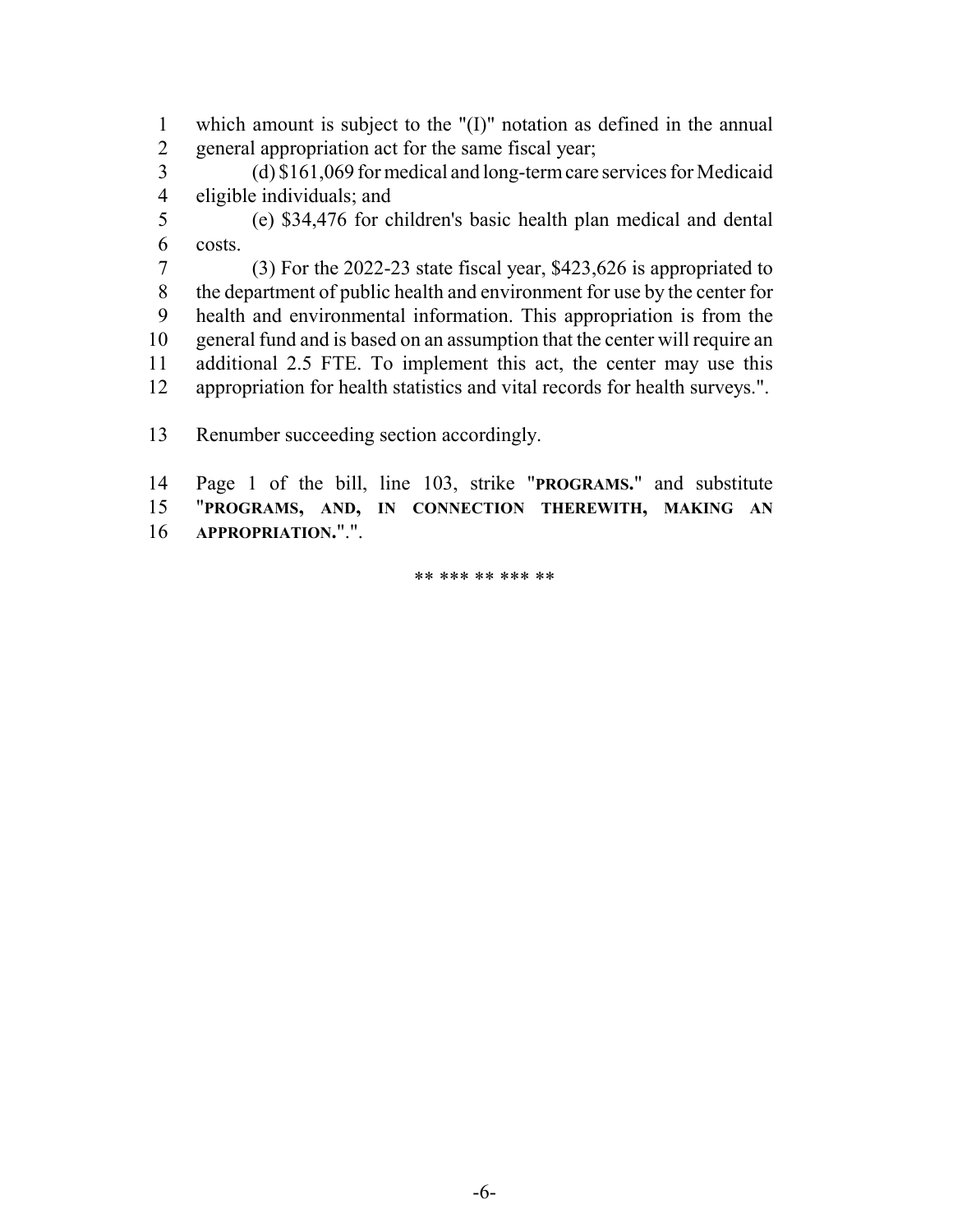which amount is subject to the "(I)" notation as defined in the annual general appropriation act for the same fiscal year;

(d) $161,069 for medical and long-term care services for Medicaid eligible individuals; and

(e) $34,476 for children's basic health plan medical and dental costs.

(3) For the 2022-23 state fiscal year, $423,626 is appropriated to the department of public health and environment for use by the center for health and environmental information. This appropriation is from the general fund and is based on an assumption that the center will require an additional 2.5 FTE. To implement this act, the center may use this appropriation for health statistics and vital records for health surveys.".

Renumber succeeding section accordingly.

Page 1 of the bill, line 103, strike "**PROGRAMS.**" and substitute "**PROGRAMS, AND, IN CONNECTION THEREWITH, MAKING AN APPROPRIATION.**".".

** *** ** *** **